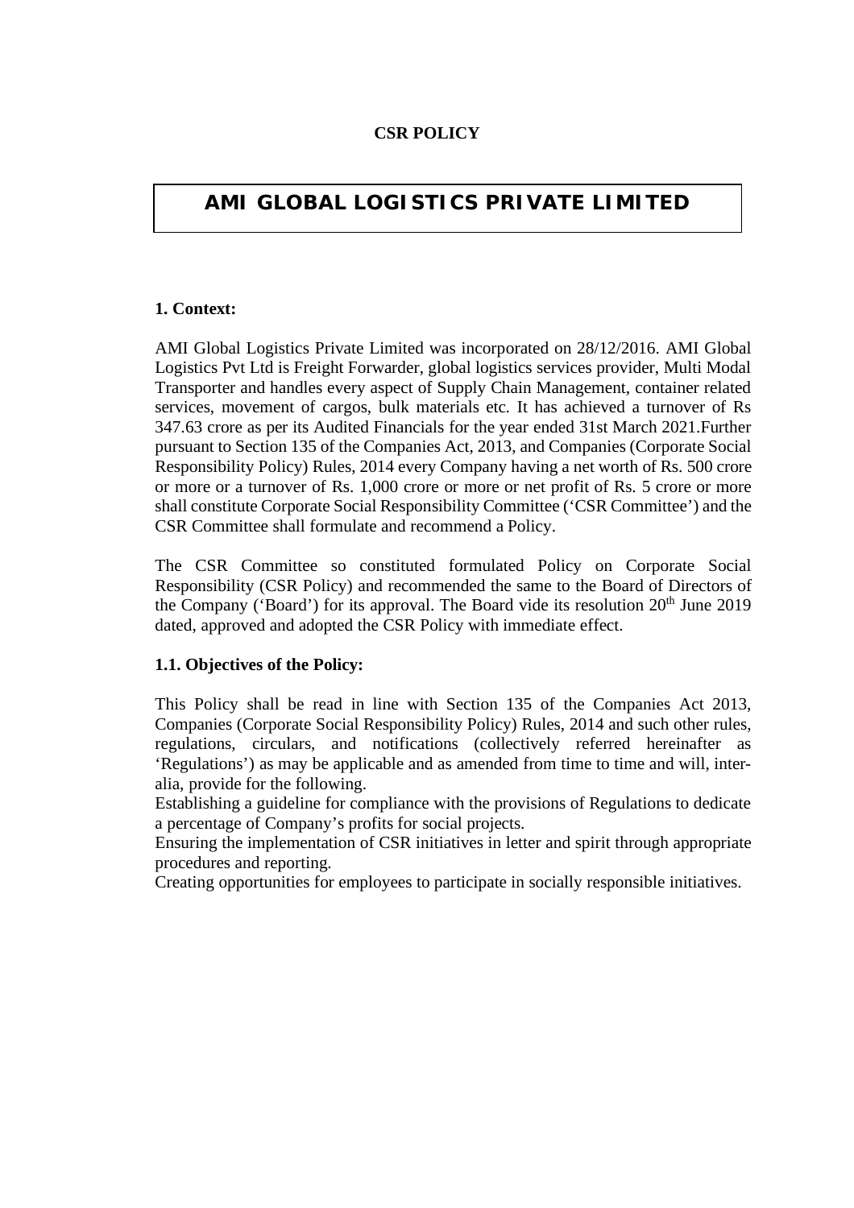**CSR POLICY**

# AMI GLOBAL LOGISTICS PRIVATE LIMITED

**1. Context:**

AMI Global Logistics Private Limited was incorporated on 28/12/2016. AMI Global Logistics Pvt Ltd is Freight Forwarder, global logistics services provider, Multi Modal Transporter and handles every aspect of Supply Chain Management, container related services, movement of cargos, bulk materials etc. It has achieved a turnover of Rs 347.63 crore as per its Audited Financials for the year ended 31st March 2021.Further pursuant to Section 135 of the Companies Act, 2013, and Companies (Corporate Social Responsibility Policy) Rules, 2014 every Company having a net worth of Rs. 500 crore or more or a turnover of Rs. 1,000 crore or more or net profit of Rs. 5 crore or more shall constitute Corporate Social Responsibility Committee ('CSR Committee') and the CSR Committee shall formulate and recommend a Policy.

The CSR Committee so constituted formulated Policy on Corporate Social Responsibility (CSR Policy) and recommended the same to the Board of Directors of the Company ('Board') for its approval. The Board vide its resolution 20th June 2019 dated, approved and adopted the CSR Policy with immediate effect.

**1.1. Objectives of the Policy:**

This Policy shall be read in line with Section 135 of the Companies Act 2013, Companies (Corporate Social Responsibility Policy) Rules, 2014 and such other rules, regulations, circulars, and notifications (collectively referred hereinafter as 'Regulations') as may be applicable and as amended from time to time and will, inter-alia, provide for the following.

Establishing a guideline for compliance with the provisions of Regulations to dedicate a percentage of Company's profits for social projects.

Ensuring the implementation of CSR initiatives in letter and spirit through appropriate procedures and reporting.

Creating opportunities for employees to participate in socially responsible initiatives.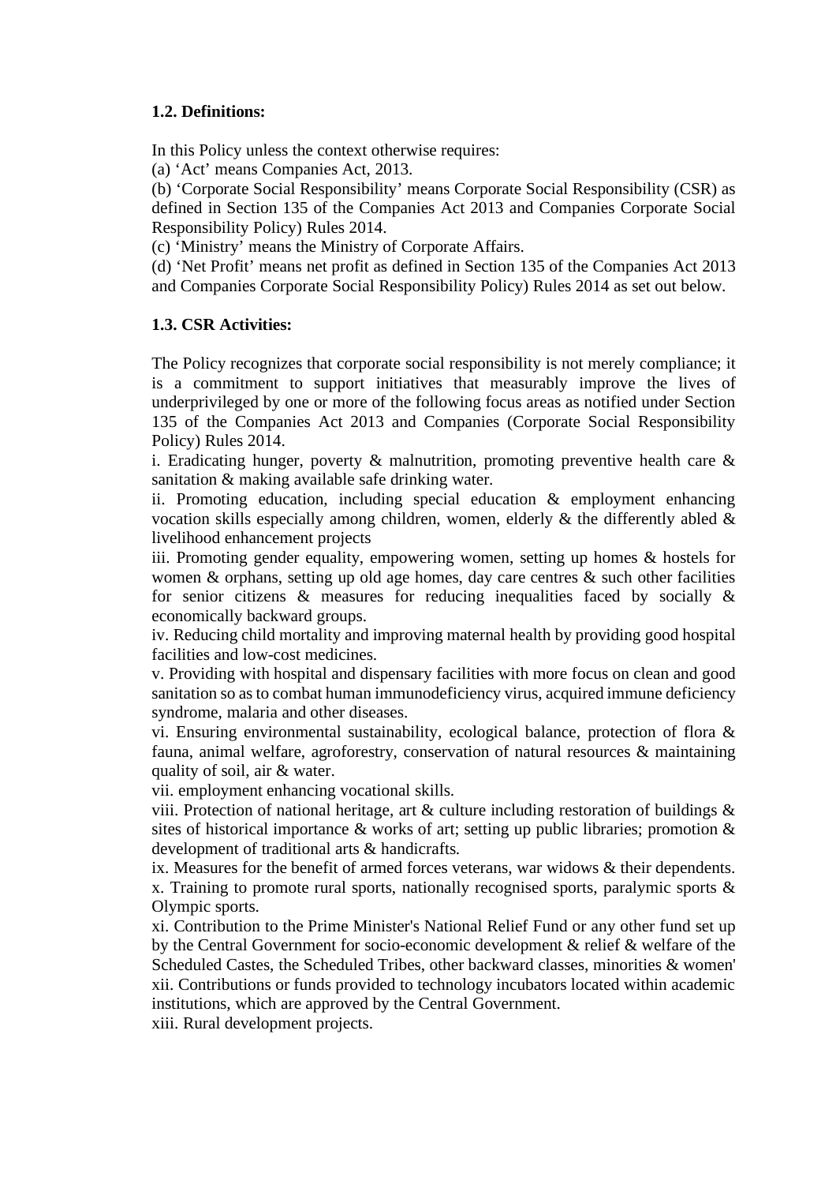**1.2. Definitions:**

In this Policy unless the context otherwise requires:
(a) ‘Act’ means Companies Act, 2013.
(b) ‘Corporate Social Responsibility’ means Corporate Social Responsibility (CSR) as defined in Section 135 of the Companies Act 2013 and Companies Corporate Social Responsibility Policy) Rules 2014.
(c) ‘Ministry’ means the Ministry of Corporate Affairs.
(d) ‘Net Profit’ means net profit as defined in Section 135 of the Companies Act 2013 and Companies Corporate Social Responsibility Policy) Rules 2014 as set out below.

**1.3. CSR Activities:**

The Policy recognizes that corporate social responsibility is not merely compliance; it is a commitment to support initiatives that measurably improve the lives of underprivileged by one or more of the following focus areas as notified under Section 135 of the Companies Act 2013 and Companies (Corporate Social Responsibility Policy) Rules 2014.
i. Eradicating hunger, poverty & malnutrition, promoting preventive health care & sanitation & making available safe drinking water.
ii. Promoting education, including special education & employment enhancing vocation skills especially among children, women, elderly & the differently abled & livelihood enhancement projects
iii. Promoting gender equality, empowering women, setting up homes & hostels for women & orphans, setting up old age homes, day care centres & such other facilities for senior citizens & measures for reducing inequalities faced by socially & economically backward groups.
iv. Reducing child mortality and improving maternal health by providing good hospital facilities and low-cost medicines.
v. Providing with hospital and dispensary facilities with more focus on clean and good sanitation so as to combat human immunodeficiency virus, acquired immune deficiency syndrome, malaria and other diseases.
vi. Ensuring environmental sustainability, ecological balance, protection of flora & fauna, animal welfare, agroforestry, conservation of natural resources & maintaining quality of soil, air & water.
vii. employment enhancing vocational skills.
viii. Protection of national heritage, art & culture including restoration of buildings & sites of historical importance & works of art; setting up public libraries; promotion & development of traditional arts & handicrafts.
ix. Measures for the benefit of armed forces veterans, war widows & their dependents.
x. Training to promote rural sports, nationally recognised sports, paralymic sports & Olympic sports.
xi. Contribution to the Prime Minister's National Relief Fund or any other fund set up by the Central Government for socio-economic development & relief & welfare of the Scheduled Castes, the Scheduled Tribes, other backward classes, minorities & women'
xii. Contributions or funds provided to technology incubators located within academic institutions, which are approved by the Central Government.
xiii. Rural development projects.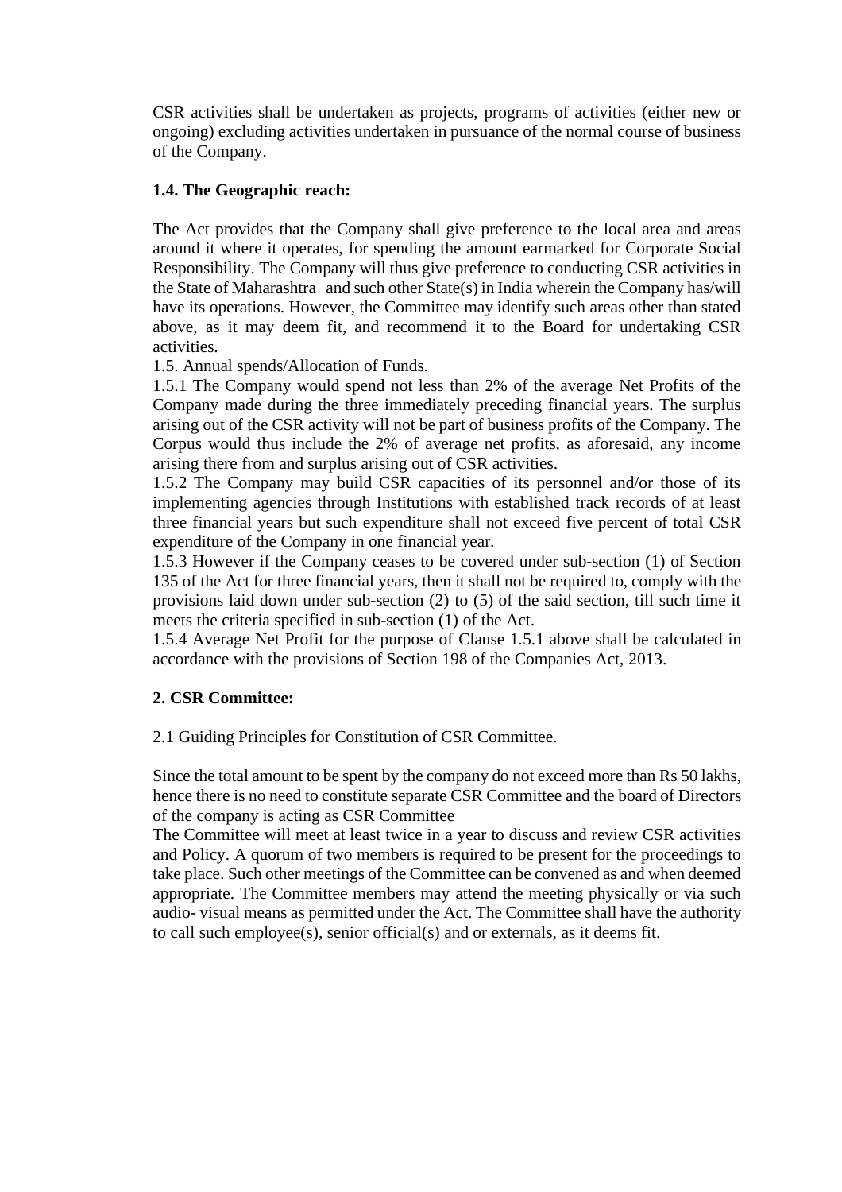CSR activities shall be undertaken as projects, programs of activities (either new or ongoing) excluding activities undertaken in pursuance of the normal course of business of the Company.

**1.4. The Geographic reach:**

The Act provides that the Company shall give preference to the local area and areas around it where it operates, for spending the amount earmarked for Corporate Social Responsibility. The Company will thus give preference to conducting CSR activities in the State of Maharashtra and such other State(s) in India wherein the Company has/will have its operations. However, the Committee may identify such areas other than stated above, as it may deem fit, and recommend it to the Board for undertaking CSR activities.

1.5. Annual spends/Allocation of Funds.

1.5.1 The Company would spend not less than 2% of the average Net Profits of the Company made during the three immediately preceding financial years. The surplus arising out of the CSR activity will not be part of business profits of the Company. The Corpus would thus include the 2% of average net profits, as aforesaid, any income arising there from and surplus arising out of CSR activities.

1.5.2 The Company may build CSR capacities of its personnel and/or those of its implementing agencies through Institutions with established track records of at least three financial years but such expenditure shall not exceed five percent of total CSR expenditure of the Company in one financial year.

1.5.3 However if the Company ceases to be covered under sub-section (1) of Section 135 of the Act for three financial years, then it shall not be required to, comply with the provisions laid down under sub-section (2) to (5) of the said section, till such time it meets the criteria specified in sub-section (1) of the Act.

1.5.4 Average Net Profit for the purpose of Clause 1.5.1 above shall be calculated in accordance with the provisions of Section 198 of the Companies Act, 2013.

**2. CSR Committee:**

2.1 Guiding Principles for Constitution of CSR Committee.

Since the total amount to be spent by the company do not exceed more than Rs 50 lakhs, hence there is no need to constitute separate CSR Committee and the board of Directors of the company is acting as CSR Committee

The Committee will meet at least twice in a year to discuss and review CSR activities and Policy. A quorum of two members is required to be present for the proceedings to take place. Such other meetings of the Committee can be convened as and when deemed appropriate. The Committee members may attend the meeting physically or via such audio- visual means as permitted under the Act. The Committee shall have the authority to call such employee(s), senior official(s) and or externals, as it deems fit.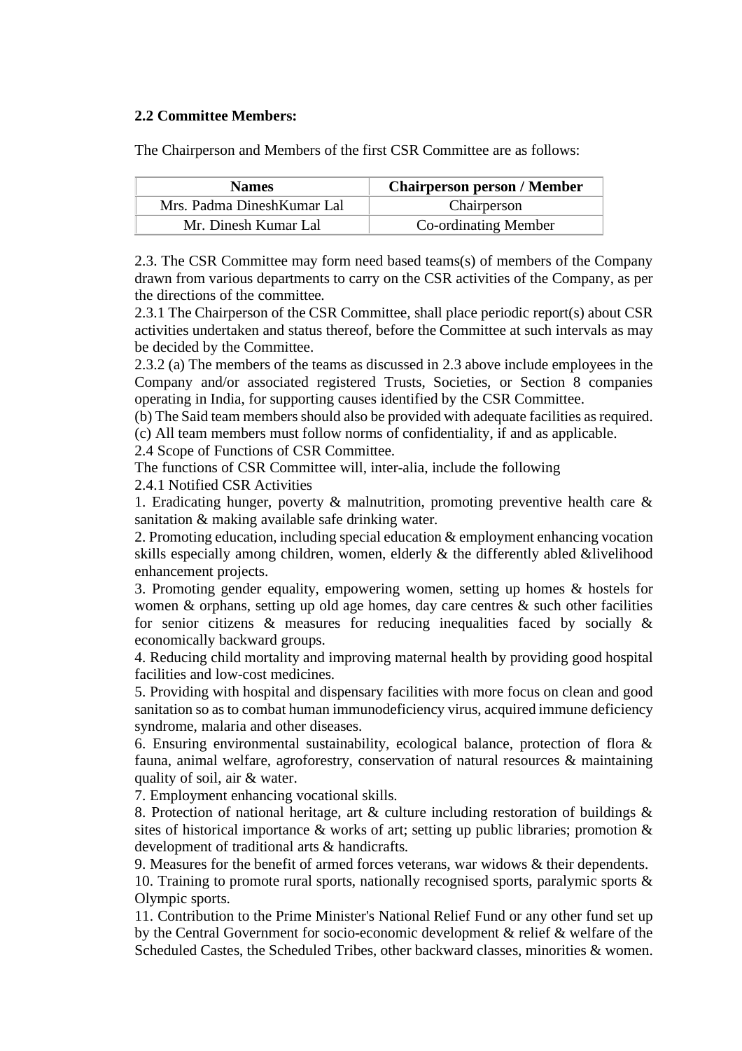**2.2 Committee Members:**

The Chairperson and Members of the first CSR Committee are as follows:

| Names | Chairperson person / Member |
|---|---|
| Mrs. Padma DineshKumar Lal | Chairperson |
| Mr. Dinesh Kumar Lal | Co-ordinating Member |

2.3. The CSR Committee may form need based teams(s) of members of the Company drawn from various departments to carry on the CSR activities of the Company, as per the directions of the committee.

2.3.1 The Chairperson of the CSR Committee, shall place periodic report(s) about CSR activities undertaken and status thereof, before the Committee at such intervals as may be decided by the Committee.

2.3.2 (a) The members of the teams as discussed in 2.3 above include employees in the Company and/or associated registered Trusts, Societies, or Section 8 companies operating in India, for supporting causes identified by the CSR Committee.

(b) The Said team members should also be provided with adequate facilities as required.

(c) All team members must follow norms of confidentiality, if and as applicable.

2.4 Scope of Functions of CSR Committee.

The functions of CSR Committee will, inter-alia, include the following

2.4.1 Notified CSR Activities

1. Eradicating hunger, poverty & malnutrition, promoting preventive health care & sanitation & making available safe drinking water.
2. Promoting education, including special education & employment enhancing vocation skills especially among children, women, elderly & the differently abled &livelihood enhancement projects.
3. Promoting gender equality, empowering women, setting up homes & hostels for women & orphans, setting up old age homes, day care centres & such other facilities for senior citizens & measures for reducing inequalities faced by socially & economically backward groups.
4. Reducing child mortality and improving maternal health by providing good hospital facilities and low-cost medicines.
5. Providing with hospital and dispensary facilities with more focus on clean and good sanitation so as to combat human immunodeficiency virus, acquired immune deficiency syndrome, malaria and other diseases.
6. Ensuring environmental sustainability, ecological balance, protection of flora & fauna, animal welfare, agroforestry, conservation of natural resources & maintaining quality of soil, air & water.
7. Employment enhancing vocational skills.
8. Protection of national heritage, art & culture including restoration of buildings & sites of historical importance & works of art; setting up public libraries; promotion & development of traditional arts & handicrafts.
9. Measures for the benefit of armed forces veterans, war widows & their dependents.
10. Training to promote rural sports, nationally recognised sports, paralymic sports & Olympic sports.
11. Contribution to the Prime Minister's National Relief Fund or any other fund set up by the Central Government for socio-economic development & relief & welfare of the Scheduled Castes, the Scheduled Tribes, other backward classes, minorities & women.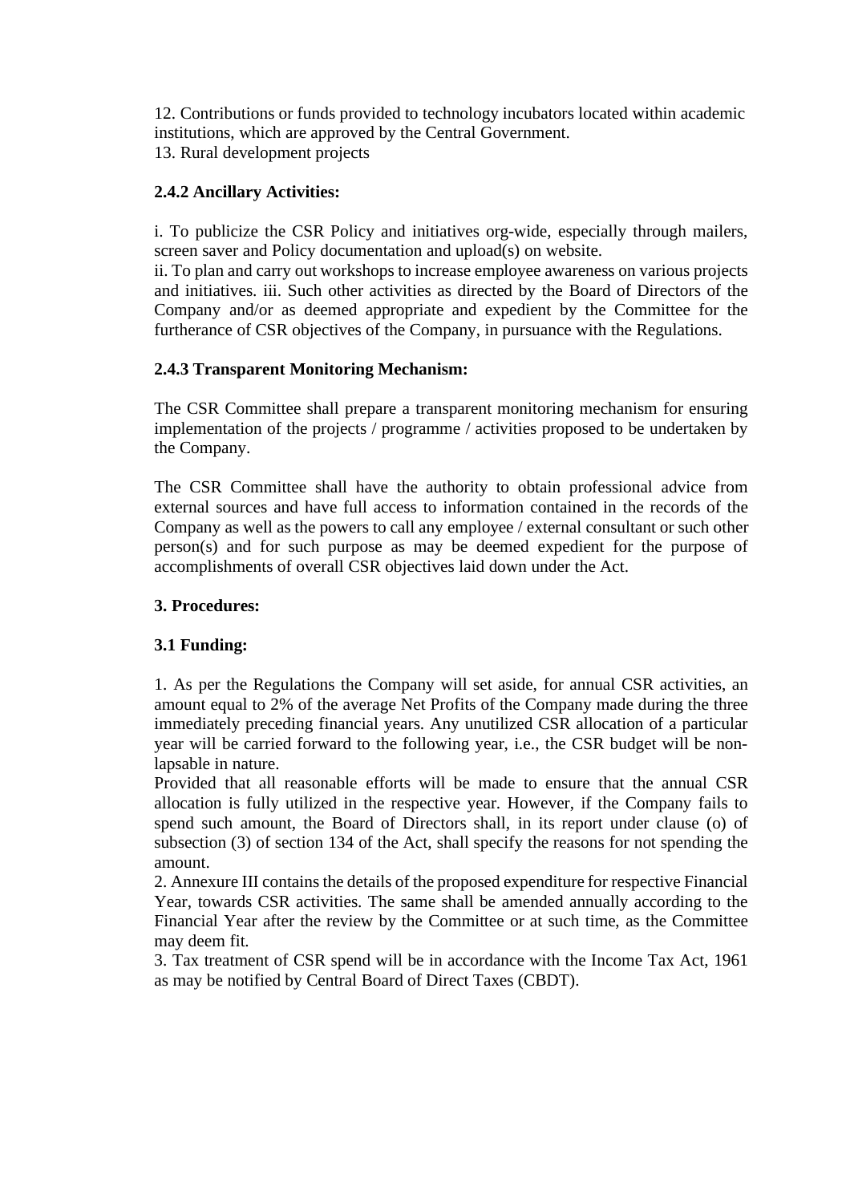12. Contributions or funds provided to technology incubators located within academic institutions, which are approved by the Central Government.
13. Rural development projects

### 2.4.2 Ancillary Activities:

i. To publicize the CSR Policy and initiatives org-wide, especially through mailers, screen saver and Policy documentation and upload(s) on website.
ii. To plan and carry out workshops to increase employee awareness on various projects and initiatives. iii. Such other activities as directed by the Board of Directors of the Company and/or as deemed appropriate and expedient by the Committee for the furtherance of CSR objectives of the Company, in pursuance with the Regulations.

### 2.4.3 Transparent Monitoring Mechanism:

The CSR Committee shall prepare a transparent monitoring mechanism for ensuring implementation of the projects / programme / activities proposed to be undertaken by the Company.

The CSR Committee shall have the authority to obtain professional advice from external sources and have full access to information contained in the records of the Company as well as the powers to call any employee / external consultant or such other person(s) and for such purpose as may be deemed expedient for the purpose of accomplishments of overall CSR objectives laid down under the Act.

## 3. Procedures:

### 3.1 Funding:

1. As per the Regulations the Company will set aside, for annual CSR activities, an amount equal to 2% of the average Net Profits of the Company made during the three immediately preceding financial years. Any unutilized CSR allocation of a particular year will be carried forward to the following year, i.e., the CSR budget will be non-lapsable in nature.
Provided that all reasonable efforts will be made to ensure that the annual CSR allocation is fully utilized in the respective year. However, if the Company fails to spend such amount, the Board of Directors shall, in its report under clause (o) of subsection (3) of section 134 of the Act, shall specify the reasons for not spending the amount.
2. Annexure III contains the details of the proposed expenditure for respective Financial Year, towards CSR activities. The same shall be amended annually according to the Financial Year after the review by the Committee or at such time, as the Committee may deem fit.
3. Tax treatment of CSR spend will be in accordance with the Income Tax Act, 1961 as may be notified by Central Board of Direct Taxes (CBDT).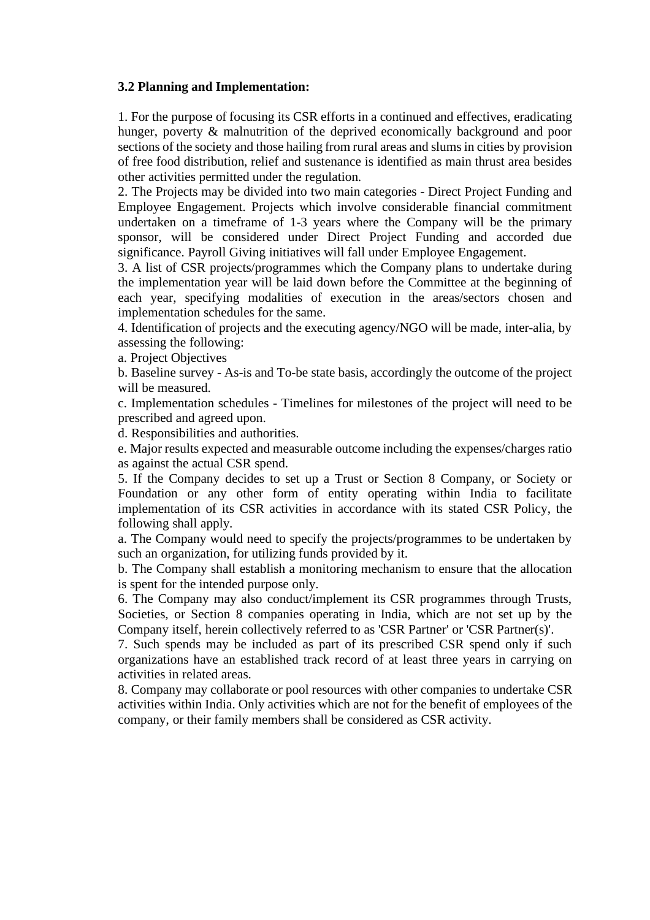**3.2 Planning and Implementation:**

1. For the purpose of focusing its CSR efforts in a continued and effectives, eradicating hunger, poverty & malnutrition of the deprived economically background and poor sections of the society and those hailing from rural areas and slums in cities by provision of free food distribution, relief and sustenance is identified as main thrust area besides other activities permitted under the regulation.
2. The Projects may be divided into two main categories - Direct Project Funding and Employee Engagement. Projects which involve considerable financial commitment undertaken on a timeframe of 1-3 years where the Company will be the primary sponsor, will be considered under Direct Project Funding and accorded due significance. Payroll Giving initiatives will fall under Employee Engagement.
3. A list of CSR projects/programmes which the Company plans to undertake during the implementation year will be laid down before the Committee at the beginning of each year, specifying modalities of execution in the areas/sectors chosen and implementation schedules for the same.
4. Identification of projects and the executing agency/NGO will be made, inter-alia, by assessing the following:
a. Project Objectives
b. Baseline survey - As-is and To-be state basis, accordingly the outcome of the project will be measured.
c. Implementation schedules - Timelines for milestones of the project will need to be prescribed and agreed upon.
d. Responsibilities and authorities.
e. Major results expected and measurable outcome including the expenses/charges ratio as against the actual CSR spend.
5. If the Company decides to set up a Trust or Section 8 Company, or Society or Foundation or any other form of entity operating within India to facilitate implementation of its CSR activities in accordance with its stated CSR Policy, the following shall apply.
a. The Company would need to specify the projects/programmes to be undertaken by such an organization, for utilizing funds provided by it.
b. The Company shall establish a monitoring mechanism to ensure that the allocation is spent for the intended purpose only.
6. The Company may also conduct/implement its CSR programmes through Trusts, Societies, or Section 8 companies operating in India, which are not set up by the Company itself, herein collectively referred to as 'CSR Partner' or 'CSR Partner(s)'.
7. Such spends may be included as part of its prescribed CSR spend only if such organizations have an established track record of at least three years in carrying on activities in related areas.
8. Company may collaborate or pool resources with other companies to undertake CSR activities within India. Only activities which are not for the benefit of employees of the company, or their family members shall be considered as CSR activity.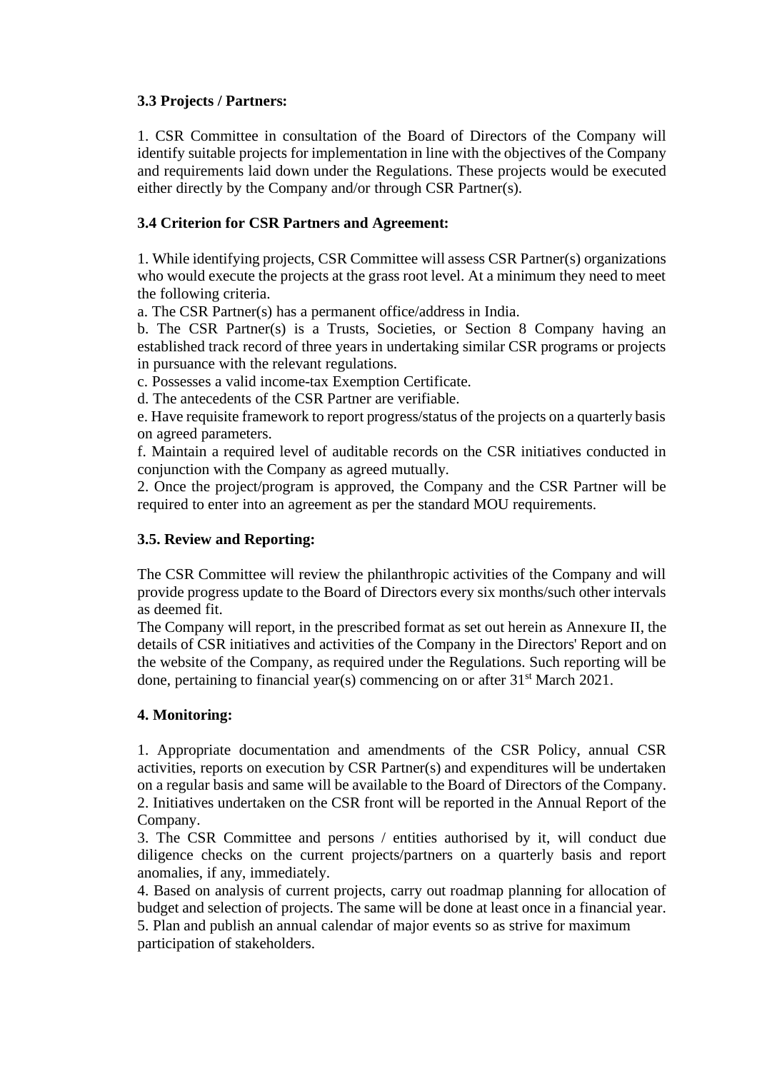**3.3 Projects / Partners:**

1. CSR Committee in consultation of the Board of Directors of the Company will identify suitable projects for implementation in line with the objectives of the Company and requirements laid down under the Regulations. These projects would be executed either directly by the Company and/or through CSR Partner(s).

**3.4 Criterion for CSR Partners and Agreement:**

1. While identifying projects, CSR Committee will assess CSR Partner(s) organizations who would execute the projects at the grass root level. At a minimum they need to meet the following criteria.

a. The CSR Partner(s) has a permanent office/address in India.

b. The CSR Partner(s) is a Trusts, Societies, or Section 8 Company having an established track record of three years in undertaking similar CSR programs or projects in pursuance with the relevant regulations.

c. Possesses a valid income-tax Exemption Certificate.

d. The antecedents of the CSR Partner are verifiable.

e. Have requisite framework to report progress/status of the projects on a quarterly basis on agreed parameters.

f. Maintain a required level of auditable records on the CSR initiatives conducted in conjunction with the Company as agreed mutually.

2. Once the project/program is approved, the Company and the CSR Partner will be required to enter into an agreement as per the standard MOU requirements.

**3.5. Review and Reporting:**

The CSR Committee will review the philanthropic activities of the Company and will provide progress update to the Board of Directors every six months/such other intervals as deemed fit.

The Company will report, in the prescribed format as set out herein as Annexure II, the details of CSR initiatives and activities of the Company in the Directors' Report and on the website of the Company, as required under the Regulations. Such reporting will be done, pertaining to financial year(s) commencing on or after 31st March 2021.

**4. Monitoring:**

1. Appropriate documentation and amendments of the CSR Policy, annual CSR activities, reports on execution by CSR Partner(s) and expenditures will be undertaken on a regular basis and same will be available to the Board of Directors of the Company.
2. Initiatives undertaken on the CSR front will be reported in the Annual Report of the Company.
3. The CSR Committee and persons / entities authorised by it, will conduct due diligence checks on the current projects/partners on a quarterly basis and report anomalies, if any, immediately.
4. Based on analysis of current projects, carry out roadmap planning for allocation of budget and selection of projects. The same will be done at least once in a financial year.
5. Plan and publish an annual calendar of major events so as strive for maximum participation of stakeholders.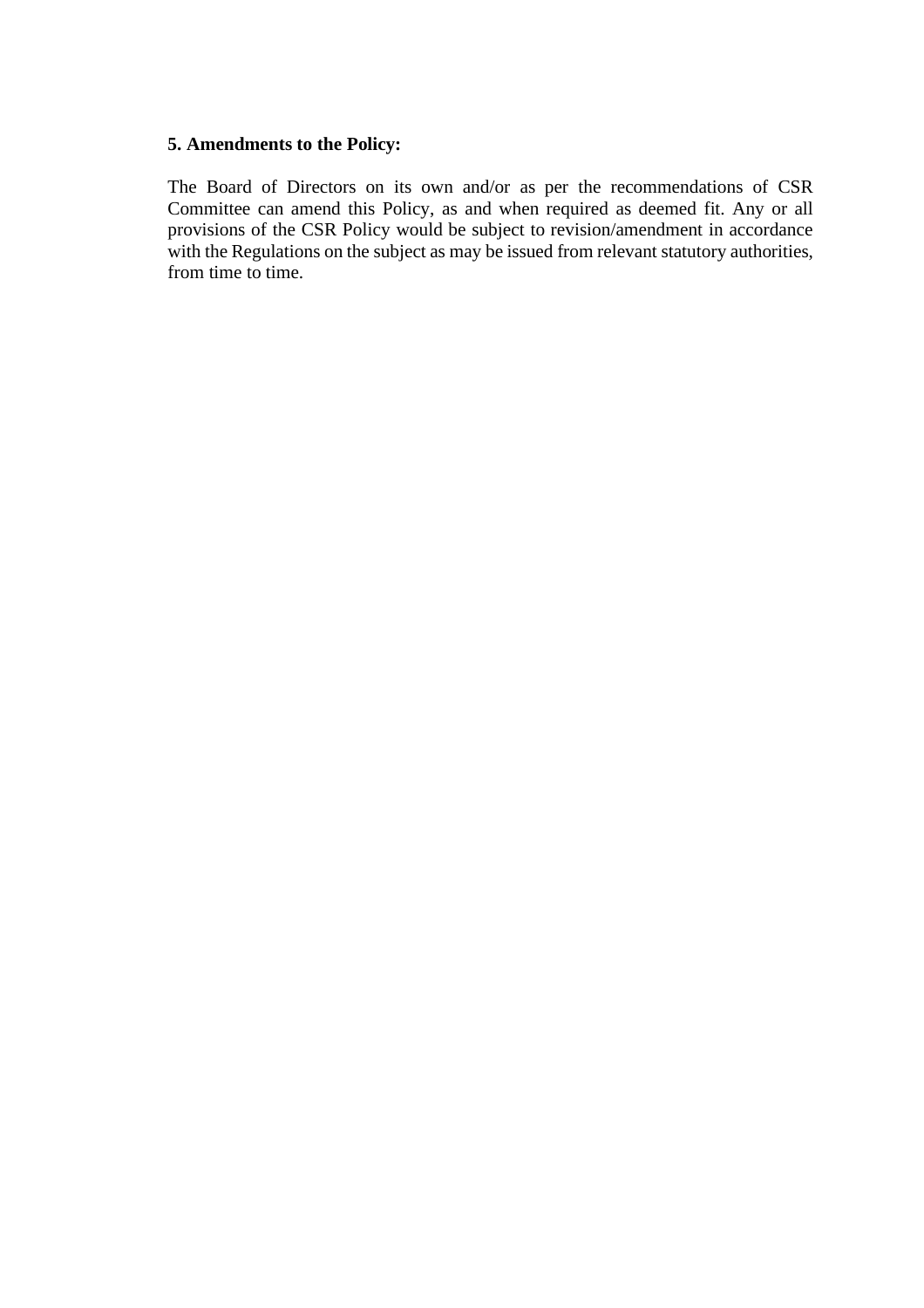**5. Amendments to the Policy:**

The Board of Directors on its own and/or as per the recommendations of CSR Committee can amend this Policy, as and when required as deemed fit. Any or all provisions of the CSR Policy would be subject to revision/amendment in accordance with the Regulations on the subject as may be issued from relevant statutory authorities, from time to time.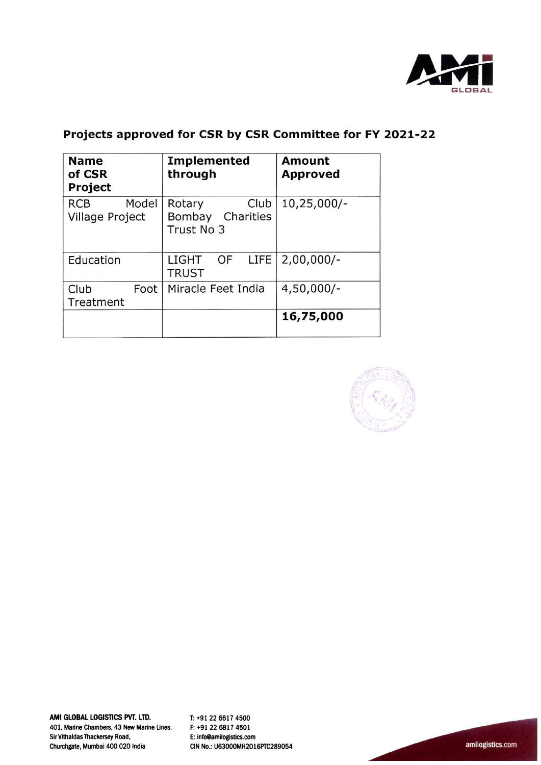## Projects approved for CSR by CSR Committee for FY 2021-22

| Name of CSR Project | Implemented through | Amount Approved |
|---|---|---|
| RCB Model Village Project | Rotary Club Bombay Charities Trust No 3 | 10,25,000/- |
| Education | LIGHT OF LIFE TRUST | 2,00,000/- |
| Club Foot Treatment | Miracle Feet India | 4,50,000/- |
| | | **16,75,000** |

**AMI GLOBAL LOGISTICS PVT. LTD.**
401, Marine Chambers, 43 New Marine Lines,
Sir Vithaldas Thackersey Road,
Churchgate, Mumbai 400 020 India

T: +91 22 6617 4500
F: +91 22 6817 4501
E: info@amilogistics.com
CIN No.: U63000MH2016PTC289054

amilogistics.com